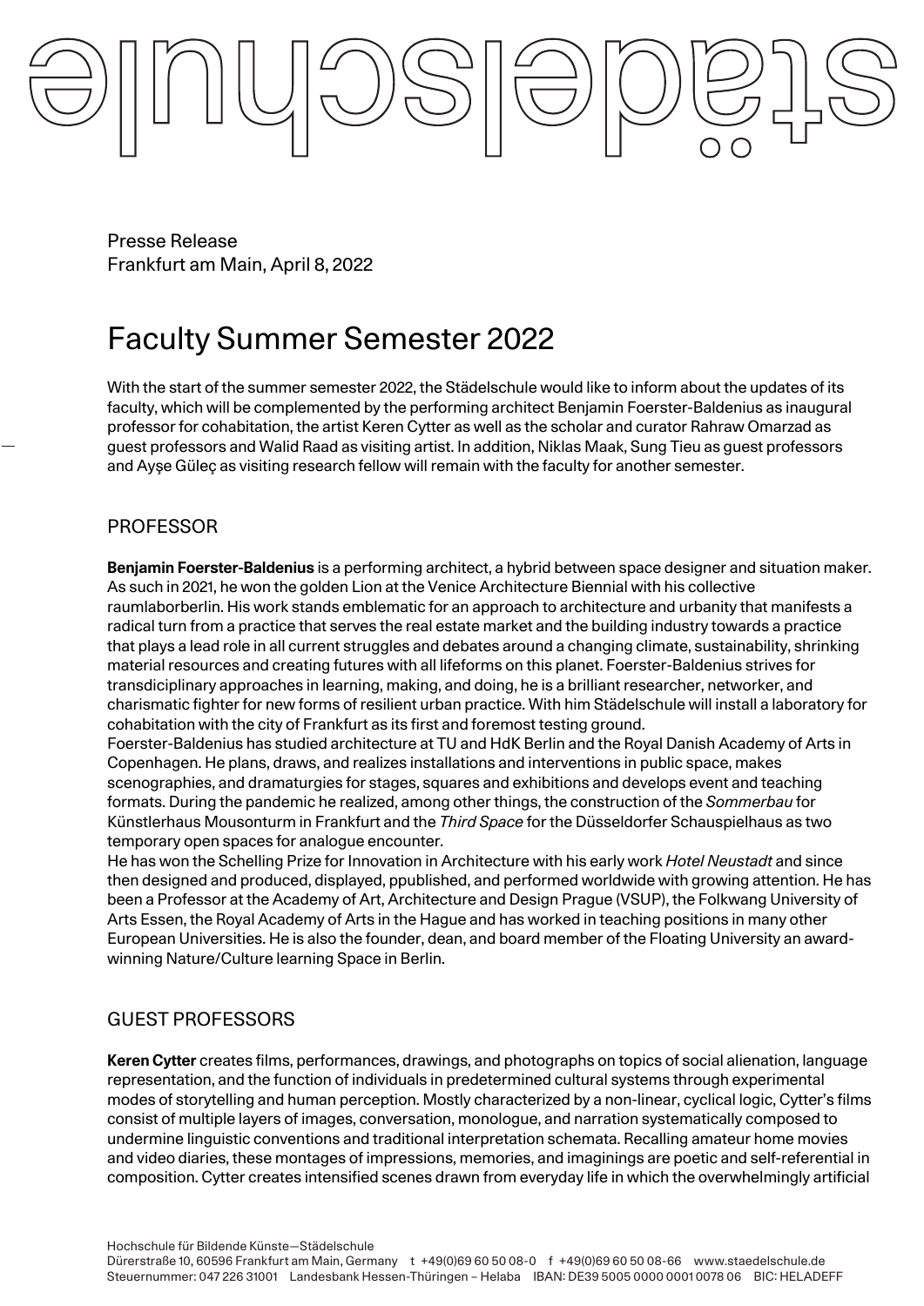Presse Release
Frankfurt am Main, April 8, 2022

# Faculty Summer Semester 2022

With the start of the summer semester 2022, the Städelschule would like to inform about the updates of its faculty, which will be complemented by the performing architect Benjamin Foerster-Baldenius as inaugural professor for cohabitation, the artist Keren Cytter as well as the scholar and curator Rahraw Omarzad as guest professors and Walid Raad as visiting artist. In addition, Niklas Maak, Sung Tieu as guest professors and Ayşe Güleç as visiting research fellow will remain with the faculty for another semester.

## PROFESSOR

**Benjamin Foerster-Baldenius** is a performing architect, a hybrid between space designer and situation maker. As such in 2021, he won the golden Lion at the Venice Architecture Biennial with his collective raumlaborberlin. His work stands emblematic for an approach to architecture and urbanity that manifests a radical turn from a practice that serves the real estate market and the building industry towards a practice that plays a lead role in all current struggles and debates around a changing climate, sustainability, shrinking material resources and creating futures with all lifeforms on this planet. Foerster-Baldenius strives for transdiciplinary approaches in learning, making, and doing, he is a brilliant researcher, networker, and charismatic fighter for new forms of resilient urban practice. With him Städelschule will install a laboratory for cohabitation with the city of Frankfurt as its first and foremost testing ground.

Foerster-Baldenius has studied architecture at TU and HdK Berlin and the Royal Danish Academy of Arts in Copenhagen. He plans, draws, and realizes installations and interventions in public space, makes scenographies, and dramaturgies for stages, squares and exhibitions and develops event and teaching formats. During the pandemic he realized, among other things, the construction of the *Sommerbau* for Künstlerhaus Mousonturm in Frankfurt and the *Third Space* for the Düsseldorfer Schauspielhaus as two temporary open spaces for analogue encounter.

He has won the Schelling Prize for Innovation in Architecture with his early work *Hotel Neustadt* and since then designed and produced, displayed, ppublished, and performed worldwide with growing attention. He has been a Professor at the Academy of Art, Architecture and Design Prague (VSUP), the Folkwang University of Arts Essen, the Royal Academy of Arts in the Hague and has worked in teaching positions in many other European Universities. He is also the founder, dean, and board member of the Floating University an award-winning Nature/Culture learning Space in Berlin.

## GUEST PROFESSORS

**Keren Cytter** creates films, performances, drawings, and photographs on topics of social alienation, language representation, and the function of individuals in predetermined cultural systems through experimental modes of storytelling and human perception. Mostly characterized by a non-linear, cyclical logic, Cytter's films consist of multiple layers of images, conversation, monologue, and narration systematically composed to undermine linguistic conventions and traditional interpretation schemata. Recalling amateur home movies and video diaries, these montages of impressions, memories, and imaginings are poetic and self-referential in composition. Cytter creates intensified scenes drawn from everyday life in which the overwhelmingly artificial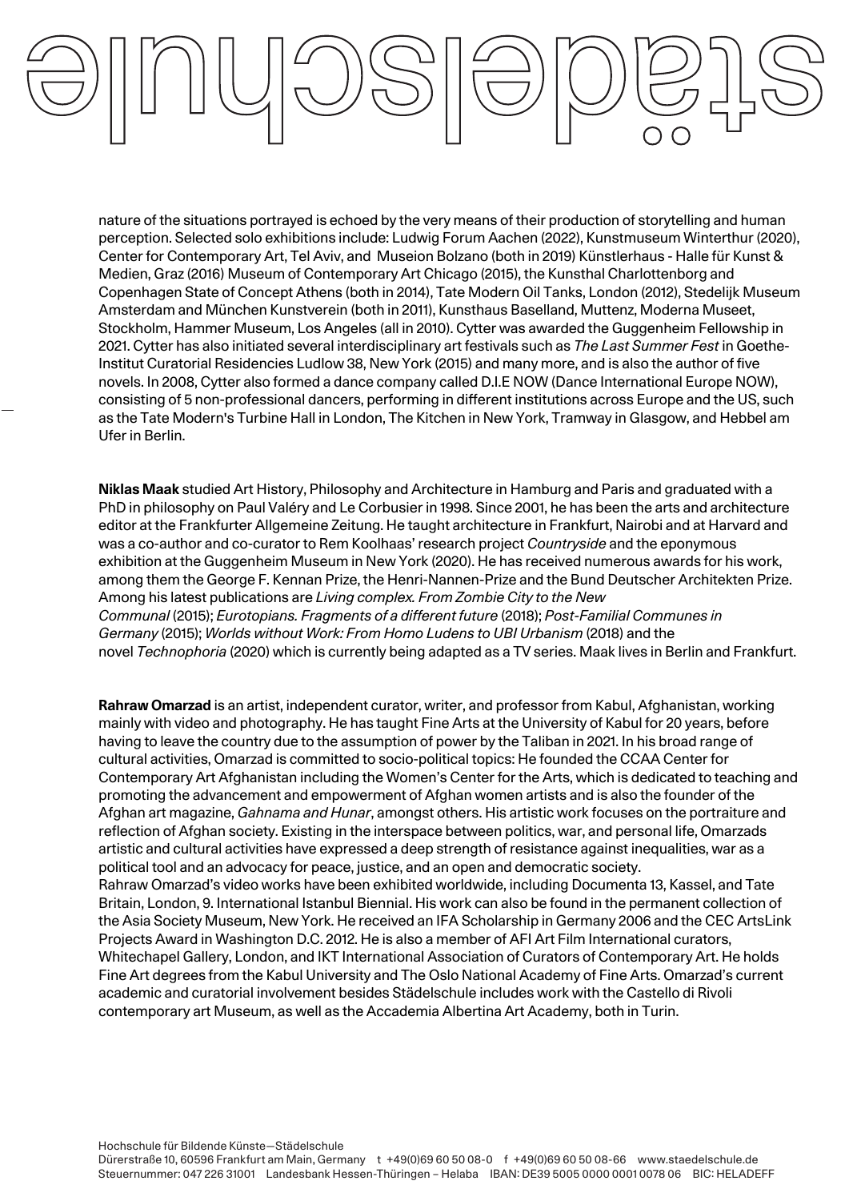nature of the situations portrayed is echoed by the very means of their production of storytelling and human perception. Selected solo exhibitions include: Ludwig Forum Aachen (2022), Kunstmuseum Winterthur (2020), Center for Contemporary Art, Tel Aviv, and Museion Bolzano (both in 2019) Künstlerhaus - Halle für Kunst & Medien, Graz (2016) Museum of Contemporary Art Chicago (2015), the Kunsthal Charlottenborg and Copenhagen State of Concept Athens (both in 2014), Tate Modern Oil Tanks, London (2012), Stedelijk Museum Amsterdam and München Kunstverein (both in 2011), Kunsthaus Baselland, Muttenz, Moderna Museet, Stockholm, Hammer Museum, Los Angeles (all in 2010). Cytter was awarded the Guggenheim Fellowship in 2021. Cytter has also initiated several interdisciplinary art festivals such as *The Last Summer Fest* in Goethe-Institut Curatorial Residencies Ludlow 38, New York (2015) and many more, and is also the author of five novels. In 2008, Cytter also formed a dance company called D.I.E NOW (Dance International Europe NOW), consisting of 5 non-professional dancers, performing in different institutions across Europe and the US, such as the Tate Modern's Turbine Hall in London, The Kitchen in New York, Tramway in Glasgow, and Hebbel am Ufer in Berlin.

**Niklas Maak** studied Art History, Philosophy and Architecture in Hamburg and Paris and graduated with a PhD in philosophy on Paul Valéry and Le Corbusier in 1998. Since 2001, he has been the arts and architecture editor at the Frankfurter Allgemeine Zeitung. He taught architecture in Frankfurt, Nairobi and at Harvard and was a co-author and co-curator to Rem Koolhaas' research project *Countryside* and the eponymous exhibition at the Guggenheim Museum in New York (2020). He has received numerous awards for his work, among them the George F. Kennan Prize, the Henri-Nannen-Prize and the Bund Deutscher Architekten Prize. Among his latest publications are *Living complex. From Zombie City to the New Communal* (2015); *Eurotopians. Fragments of a different future* (2018); *Post-Familial Communes in Germany* (2015); *Worlds without Work: From Homo Ludens to UBI Urbanism* (2018) and the novel *Technophoria* (2020) which is currently being adapted as a TV series. Maak lives in Berlin and Frankfurt.

**Rahraw Omarzad** is an artist, independent curator, writer, and professor from Kabul, Afghanistan, working mainly with video and photography. He has taught Fine Arts at the University of Kabul for 20 years, before having to leave the country due to the assumption of power by the Taliban in 2021. In his broad range of cultural activities, Omarzad is committed to socio-political topics: He founded the CCAA Center for Contemporary Art Afghanistan including the Women's Center for the Arts, which is dedicated to teaching and promoting the advancement and empowerment of Afghan women artists and is also the founder of the Afghan art magazine, *Gahnama and Hunar*, amongst others. His artistic work focuses on the portraiture and reflection of Afghan society. Existing in the interspace between politics, war, and personal life, Omarzads artistic and cultural activities have expressed a deep strength of resistance against inequalities, war as a political tool and an advocacy for peace, justice, and an open and democratic society.
Rahraw Omarzad's video works have been exhibited worldwide, including Documenta 13, Kassel, and Tate Britain, London, 9. International Istanbul Biennial. His work can also be found in the permanent collection of the Asia Society Museum, New York. He received an IFA Scholarship in Germany 2006 and the CEC ArtsLink Projects Award in Washington D.C. 2012. He is also a member of AFI Art Film International curators, Whitechapel Gallery, London, and IKT International Association of Curators of Contemporary Art. He holds Fine Art degrees from the Kabul University and The Oslo National Academy of Fine Arts. Omarzad's current academic and curatorial involvement besides Städelschule includes work with the Castello di Rivoli contemporary art Museum, as well as the Accademia Albertina Art Academy, both in Turin.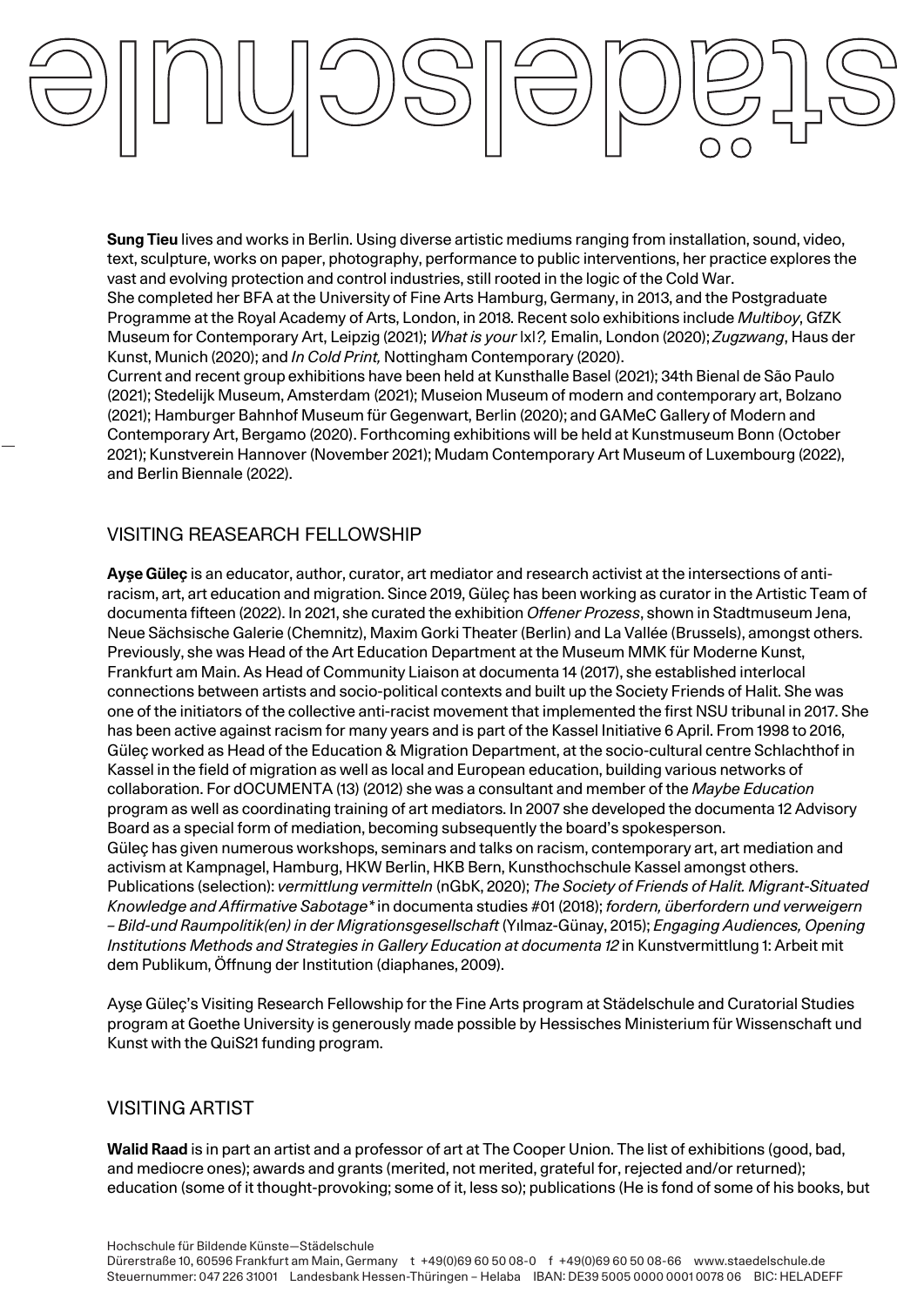**Sung Tieu** lives and works in Berlin. Using diverse artistic mediums ranging from installation, sound, video, text, sculpture, works on paper, photography, performance to public interventions, her practice explores the vast and evolving protection and control industries, still rooted in the logic of the Cold War.
She completed her BFA at the University of Fine Arts Hamburg, Germany, in 2013, and the Postgraduate Programme at the Royal Academy of Arts, London, in 2018. Recent solo exhibitions include *Multiboy*, GfZK Museum for Contemporary Art, Leipzig (2021); *What is your |x|?,* Emalin, London (2020); *Zugzwang*, Haus der Kunst, Munich (2020); and *In Cold Print,* Nottingham Contemporary (2020).
Current and recent group exhibitions have been held at Kunsthalle Basel (2021); 34th Bienal de São Paulo (2021); Stedelijk Museum, Amsterdam (2021); Museion Museum of modern and contemporary art, Bolzano (2021); Hamburger Bahnhof Museum für Gegenwart, Berlin (2020); and GAMeC Gallery of Modern and Contemporary Art, Bergamo (2020). Forthcoming exhibitions will be held at Kunstmuseum Bonn (October 2021); Kunstverein Hannover (November 2021); Mudam Contemporary Art Museum of Luxembourg (2022), and Berlin Biennale (2022).

## VISITING REASEARCH FELLOWSHIP

**Ayșe Güleç** is an educator, author, curator, art mediator and research activist at the intersections of anti-racism, art, art education and migration. Since 2019, Güleç has been working as curator in the Artistic Team of documenta fifteen (2022). In 2021, she curated the exhibition *Offener Prozess*, shown in Stadtmuseum Jena, Neue Sächsische Galerie (Chemnitz), Maxim Gorki Theater (Berlin) and La Vallée (Brussels), amongst others. Previously, she was Head of the Art Education Department at the Museum MMK für Moderne Kunst, Frankfurt am Main. As Head of Community Liaison at documenta 14 (2017), she established interlocal connections between artists and socio-political contexts and built up the Society Friends of Halit. She was one of the initiators of the collective anti-racist movement that implemented the first NSU tribunal in 2017. She has been active against racism for many years and is part of the Kassel Initiative 6 April. From 1998 to 2016, Güleç worked as Head of the Education & Migration Department, at the socio-cultural centre Schlachthof in Kassel in the field of migration as well as local and European education, building various networks of collaboration. For dOCUMENTA (13) (2012) she was a consultant and member of the *Maybe Education* program as well as coordinating training of art mediators. In 2007 she developed the documenta 12 Advisory Board as a special form of mediation, becoming subsequently the board's spokesperson.
Güleç has given numerous workshops, seminars and talks on racism, contemporary art, art mediation and activism at Kampnagel, Hamburg, HKW Berlin, HKB Bern, Kunsthochschule Kassel amongst others. Publications (selection): *vermittlung vermitteln* (nGbK, 2020); *The Society of Friends of Halit. Migrant-Situated Knowledge and Affirmative Sabotage** in documenta studies #01 (2018); *fordern, überfordern und verweigern – Bild-und Raumpolitik(en) in der Migrationsgesellschaft* (Yılmaz-Günay, 2015); *Engaging Audiences, Opening Institutions Methods and Strategies in Gallery Education at documenta 12* in Kunstvermittlung 1: Arbeit mit dem Publikum, Öffnung der Institution (diaphanes, 2009).

Ayșe Güleç's Visiting Research Fellowship for the Fine Arts program at Städelschule and Curatorial Studies program at Goethe University is generously made possible by Hessisches Ministerium für Wissenschaft und Kunst with the QuiS21 funding program.

## VISITING ARTIST

**Walid Raad** is in part an artist and a professor of art at The Cooper Union. The list of exhibitions (good, bad, and mediocre ones); awards and grants (merited, not merited, grateful for, rejected and/or returned); education (some of it thought-provoking; some of it, less so); publications (He is fond of some of his books, but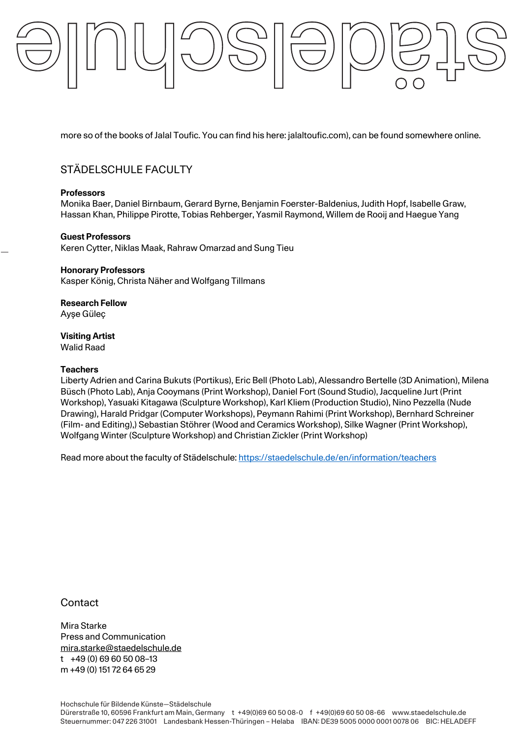more so of the books of Jalal Toufic. You can find his here: jalaltoufic.com), can be found somewhere online.

## STÄDELSCHULE FACULTY

**Professors**
Monika Baer, Daniel Birnbaum, Gerard Byrne, Benjamin Foerster-Baldenius, Judith Hopf, Isabelle Graw, Hassan Khan, Philippe Pirotte, Tobias Rehberger, Yasmil Raymond, Willem de Rooij and Haegue Yang

**Guest Professors**
Keren Cytter, Niklas Maak, Rahraw Omarzad and Sung Tieu

**Honorary Professors**
Kasper König, Christa Näher and Wolfgang Tillmans

**Research Fellow**
Ayşe Güleç

**Visiting Artist**
Walid Raad

**Teachers**
Liberty Adrien and Carina Bukuts (Portikus), Eric Bell (Photo Lab), Alessandro Bertelle (3D Animation), Milena Büsch (Photo Lab), Anja Cooymans (Print Workshop), Daniel Fort (Sound Studio), Jacqueline Jurt (Print Workshop), Yasuaki Kitagawa (Sculpture Workshop), Karl Kliem (Production Studio), Nino Pezzella (Nude Drawing), Harald Pridgar (Computer Workshops), Peymann Rahimi (Print Workshop), Bernhard Schreiner (Film- and Editing),) Sebastian Stöhrer (Wood and Ceramics Workshop), Silke Wagner (Print Workshop), Wolfgang Winter (Sculpture Workshop) and Christian Zickler (Print Workshop)

Read more about the faculty of Städelschule: https://staedelschule.de/en/information/teachers

## Contact

Mira Starke
Press and Communication
mira.starke@staedelschule.de
t +49 (0) 69 60 50 08–13
m +49 (0) 151 72 64 65 29

Hochschule für Bildende Künste—Städelschule
Dürerstraße 10, 60596 Frankfurt am Main, Germany t +49(0)69 60 50 08-0 f +49(0)69 60 50 08-66 www.staedelschule.de
Steuernummer: 047 226 31001 Landesbank Hessen-Thüringen – Helaba IBAN: DE39 5005 0000 0001 0078 06 BIC: HELADEFF